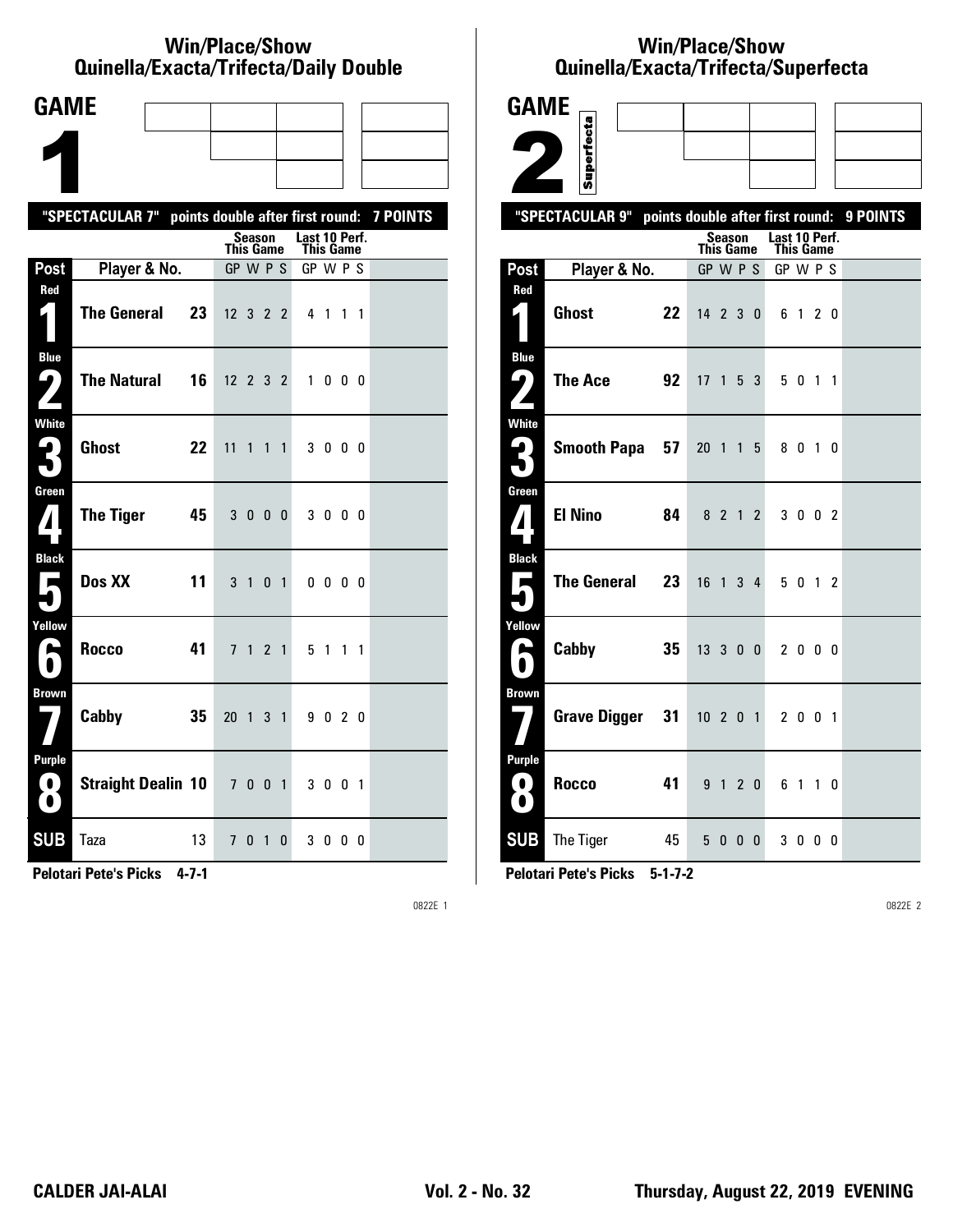# Win/Place/Show Quinella/Exacta/Trifecta/Daily Double

## GAME 1

"SPECTACULAR 7" points double after first round: 7 POINTS

| Post | Player & No. | | Season This Game GP | W | P | S | Last 10 Perf. This Game GP | W | P | S |
|---|---|---|---|---|---|---|---|---|---|---|
| Red 1 | The General | 23 | 12 | 3 | 2 | 2 | 4 | 1 | 1 | 1 |
| Blue 2 | The Natural | 16 | 12 | 2 | 3 | 2 | 1 | 0 | 0 | 0 |
| White 3 | Ghost | 22 | 11 | 1 | 1 | 1 | 3 | 0 | 0 | 0 |
| Green 4 | The Tiger | 45 | 3 | 0 | 0 | 0 | 3 | 0 | 0 | 0 |
| Black 5 | Dos XX | 11 | 3 | 1 | 0 | 1 | 0 | 0 | 0 | 0 |
| Yellow 6 | Rocco | 41 | 7 | 1 | 2 | 1 | 5 | 1 | 1 | 1 |
| Brown 7 | Cabby | 35 | 20 | 1 | 3 | 1 | 9 | 0 | 2 | 0 |
| Purple 8 | Straight Dealin | 10 | 7 | 0 | 0 | 1 | 3 | 0 | 0 | 1 |
| SUB | Taza | 13 | 7 | 0 | 1 | 0 | 3 | 0 | 0 | 0 |

**Pelotari Pete's Picks 4-7-1**

0822E 1

# Win/Place/Show Quinella/Exacta/Trifecta/Superfecta

## GAME 2

Superfecta

"SPECTACULAR 9" points double after first round: 9 POINTS

| Post | Player & No. | | Season This Game GP | W | P | S | Last 10 Perf. This Game GP | W | P | S |
|---|---|---|---|---|---|---|---|---|---|---|
| Red 1 | Ghost | 22 | 14 | 2 | 3 | 0 | 6 | 1 | 2 | 0 |
| Blue 2 | The Ace | 92 | 17 | 1 | 5 | 3 | 5 | 0 | 1 | 1 |
| White 3 | Smooth Papa | 57 | 20 | 1 | 1 | 5 | 8 | 0 | 1 | 0 |
| Green 4 | El Nino | 84 | 8 | 2 | 1 | 2 | 3 | 0 | 0 | 2 |
| Black 5 | The General | 23 | 16 | 1 | 3 | 4 | 5 | 0 | 1 | 2 |
| Yellow 6 | Cabby | 35 | 13 | 3 | 0 | 0 | 2 | 0 | 0 | 0 |
| Brown 7 | Grave Digger | 31 | 10 | 2 | 0 | 1 | 2 | 0 | 0 | 1 |
| Purple 8 | Rocco | 41 | 9 | 1 | 2 | 0 | 6 | 1 | 1 | 0 |
| SUB | The Tiger | 45 | 5 | 0 | 0 | 0 | 3 | 0 | 0 | 0 |

**Pelotari Pete's Picks 5-1-7-2**

0822E 2

CALDER JAI-ALAI — Vol. 2 - No. 32 — Thursday, August 22, 2019 EVENING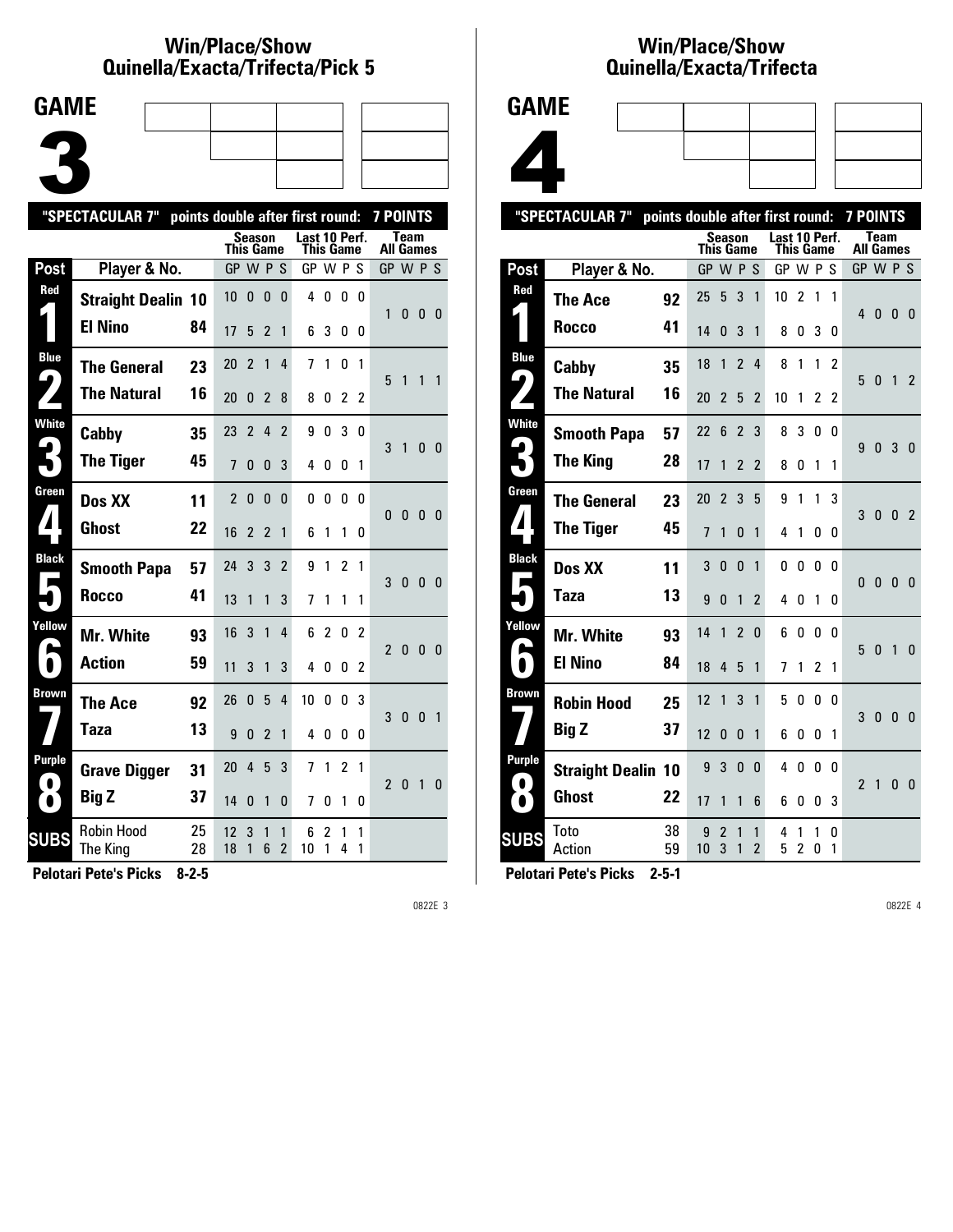## Win/Place/Show Quinella/Exacta/Trifecta/Pick 5

# GAME 3

"SPECTACULAR 7" points double after first round: 7 POINTS

| Post | Player & No. | | Season This Game GP | W | P | S | Last 10 Perf. This Game GP | W | P | S | Team All Games GP | W | P | S |
|---|---|---|---|---|---|---|---|---|---|---|---|---|---|---|
| Red 1 | Straight Dealin | 10 | 10 | 0 | 0 | 0 | 4 | 0 | 0 | 0 | 1 | 0 | 0 | 0 |
| | El Nino | 84 | 17 | 5 | 2 | 1 | 6 | 3 | 0 | 0 | | | | |
| Blue 2 | The General | 23 | 20 | 2 | 1 | 4 | 7 | 1 | 0 | 1 | 5 | 1 | 1 | 1 |
| | The Natural | 16 | 20 | 0 | 2 | 8 | 8 | 0 | 2 | 2 | | | | |
| White 3 | Cabby | 35 | 23 | 2 | 4 | 2 | 9 | 0 | 3 | 0 | 3 | 1 | 0 | 0 |
| | The Tiger | 45 | 7 | 0 | 0 | 3 | 4 | 0 | 0 | 1 | | | | |
| Green 4 | Dos XX | 11 | 2 | 0 | 0 | 0 | 0 | 0 | 0 | 0 | 0 | 0 | 0 | 0 |
| | Ghost | 22 | 16 | 2 | 2 | 1 | 6 | 1 | 1 | 0 | | | | |
| Black 5 | Smooth Papa | 57 | 24 | 3 | 3 | 2 | 9 | 1 | 2 | 1 | 3 | 0 | 0 | 0 |
| | Rocco | 41 | 13 | 1 | 1 | 3 | 7 | 1 | 1 | 1 | | | | |
| Yellow 6 | Mr. White | 93 | 16 | 3 | 1 | 4 | 6 | 2 | 0 | 2 | 2 | 0 | 0 | 0 |
| | Action | 59 | 11 | 3 | 1 | 3 | 4 | 0 | 0 | 2 | | | | |
| Brown 7 | The Ace | 92 | 26 | 0 | 5 | 4 | 10 | 0 | 0 | 3 | 3 | 0 | 0 | 1 |
| | Taza | 13 | 9 | 0 | 2 | 1 | 4 | 0 | 0 | 0 | | | | |
| Purple 8 | Grave Digger | 31 | 20 | 4 | 5 | 3 | 7 | 1 | 2 | 1 | 2 | 0 | 1 | 0 |
| | Big Z | 37 | 14 | 0 | 1 | 0 | 7 | 0 | 1 | 0 | | | | |
| SUBS | Robin Hood | 25 | 12 | 3 | 1 | 1 | 6 | 2 | 1 | 1 | | | | |
| | The King | 28 | 18 | 1 | 6 | 2 | 10 | 1 | 4 | 1 | | | | |

**Pelotari Pete's Picks 8-2-5**

## Win/Place/Show Quinella/Exacta/Trifecta

# GAME 4

"SPECTACULAR 7" points double after first round: 7 POINTS

| Post | Player & No. | | Season This Game GP | W | P | S | Last 10 Perf. This Game GP | W | P | S | Team All Games GP | W | P | S |
|---|---|---|---|---|---|---|---|---|---|---|---|---|---|---|
| Red 1 | The Ace | 92 | 25 | 5 | 3 | 1 | 10 | 2 | 1 | 1 | 4 | 0 | 0 | 0 |
| | Rocco | 41 | 14 | 0 | 3 | 1 | 8 | 0 | 3 | 0 | | | | |
| Blue 2 | Cabby | 35 | 18 | 1 | 2 | 4 | 8 | 1 | 1 | 2 | 5 | 0 | 1 | 2 |
| | The Natural | 16 | 20 | 2 | 5 | 2 | 10 | 1 | 2 | 2 | | | | |
| White 3 | Smooth Papa | 57 | 22 | 6 | 2 | 3 | 8 | 3 | 0 | 0 | 9 | 0 | 3 | 0 |
| | The King | 28 | 17 | 1 | 2 | 2 | 8 | 0 | 1 | 1 | | | | |
| Green 4 | The General | 23 | 20 | 2 | 3 | 5 | 9 | 1 | 1 | 3 | 3 | 0 | 0 | 2 |
| | The Tiger | 45 | 7 | 1 | 0 | 1 | 4 | 1 | 0 | 0 | | | | |
| Black 5 | Dos XX | 11 | 3 | 0 | 0 | 1 | 0 | 0 | 0 | 0 | 0 | 0 | 0 | 0 |
| | Taza | 13 | 9 | 0 | 1 | 2 | 4 | 0 | 1 | 0 | | | | |
| Yellow 6 | Mr. White | 93 | 14 | 1 | 2 | 0 | 6 | 0 | 0 | 0 | 5 | 0 | 1 | 0 |
| | El Nino | 84 | 18 | 4 | 5 | 1 | 7 | 1 | 2 | 1 | | | | |
| Brown 7 | Robin Hood | 25 | 12 | 1 | 3 | 1 | 5 | 0 | 0 | 0 | 3 | 0 | 0 | 0 |
| | Big Z | 37 | 12 | 0 | 0 | 1 | 6 | 0 | 0 | 1 | | | | |
| Purple 8 | Straight Dealin | 10 | 9 | 3 | 0 | 0 | 4 | 0 | 0 | 0 | 2 | 1 | 0 | 0 |
| | Ghost | 22 | 17 | 1 | 1 | 6 | 6 | 0 | 0 | 3 | | | | |
| SUBS | Toto | 38 | 9 | 2 | 1 | 1 | 4 | 1 | 1 | 0 | | | | |
| | Action | 59 | 10 | 3 | 1 | 2 | 5 | 2 | 0 | 1 | | | | |

**Pelotari Pete's Picks 2-5-1**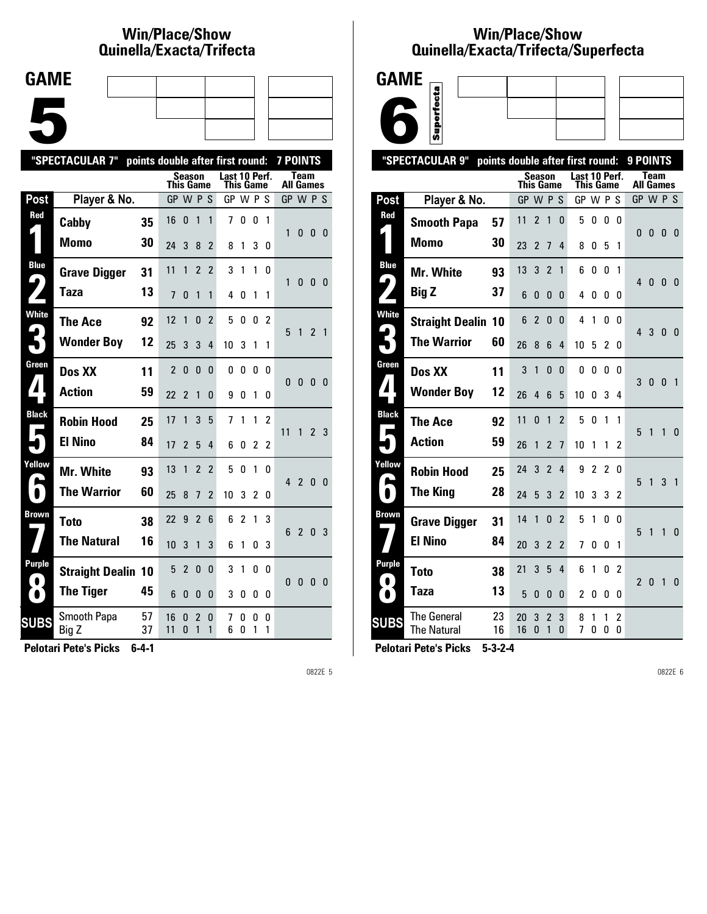## Win/Place/Show Quinella/Exacta/Trifecta

# GAME 5

**"SPECTACULAR 7" points double after first round: 7 POINTS**

| Post | Player & No. | | Season This Game GP | W | P | S | Last 10 Perf. This Game GP | W | P | S | Team All Games GP | W | P | S |
|---|---|---|---|---|---|---|---|---|---|---|---|---|---|---|
| Red 1 | Cabby | 35 | 16 | 0 | 1 | 1 | 7 | 0 | 0 | 1 | 1 | 0 | 0 | 0 |
| | Momo | 30 | 24 | 3 | 8 | 2 | 8 | 1 | 3 | 0 | | | | |
| Blue 2 | Grave Digger | 31 | 11 | 1 | 2 | 2 | 3 | 1 | 1 | 0 | 1 | 0 | 0 | 0 |
| | Taza | 13 | 7 | 0 | 1 | 1 | 4 | 0 | 1 | 1 | | | | |
| White 3 | The Ace | 92 | 12 | 1 | 0 | 2 | 5 | 0 | 0 | 2 | 5 | 1 | 2 | 1 |
| | Wonder Boy | 12 | 25 | 3 | 3 | 4 | 10 | 3 | 1 | 1 | | | | |
| Green 4 | Dos XX | 11 | 2 | 0 | 0 | 0 | 0 | 0 | 0 | 0 | 0 | 0 | 0 | 0 |
| | Action | 59 | 22 | 2 | 1 | 0 | 9 | 0 | 1 | 0 | | | | |
| Black 5 | Robin Hood | 25 | 17 | 1 | 3 | 5 | 7 | 1 | 1 | 2 | 11 | 1 | 2 | 3 |
| | El Nino | 84 | 17 | 2 | 5 | 4 | 6 | 0 | 2 | 2 | | | | |
| Yellow 6 | Mr. White | 93 | 13 | 1 | 2 | 2 | 5 | 0 | 1 | 0 | 4 | 2 | 0 | 0 |
| | The Warrior | 60 | 25 | 8 | 7 | 2 | 10 | 3 | 2 | 0 | | | | |
| Brown 7 | Toto | 38 | 22 | 9 | 2 | 6 | 6 | 2 | 1 | 3 | 6 | 2 | 0 | 3 |
| | The Natural | 16 | 10 | 3 | 1 | 3 | 6 | 1 | 0 | 3 | | | | |
| Purple 8 | Straight Dealin | 10 | 5 | 2 | 0 | 0 | 3 | 1 | 0 | 0 | 0 | 0 | 0 | 0 |
| | The Tiger | 45 | 6 | 0 | 0 | 0 | 3 | 0 | 0 | 0 | | | | |
| SUBS | Smooth Papa | 57 | 16 | 0 | 2 | 0 | 7 | 0 | 0 | 0 | | | | |
| | Big Z | 37 | 11 | 0 | 1 | 1 | 6 | 0 | 1 | 1 | | | | |

**Pelotari Pete's Picks 6-4-1**

0822E 5

## Win/Place/Show Quinella/Exacta/Trifecta/Superfecta

# GAME 6

Superfecta

**"SPECTACULAR 9" points double after first round: 9 POINTS**

| Post | Player & No. | | Season This Game GP | W | P | S | Last 10 Perf. This Game GP | W | P | S | Team All Games GP | W | P | S |
|---|---|---|---|---|---|---|---|---|---|---|---|---|---|---|
| Red 1 | Smooth Papa | 57 | 11 | 2 | 1 | 0 | 5 | 0 | 0 | 0 | 0 | 0 | 0 | 0 |
| | Momo | 30 | 23 | 2 | 7 | 4 | 8 | 0 | 5 | 1 | | | | |
| Blue 2 | Mr. White | 93 | 13 | 3 | 2 | 1 | 6 | 0 | 0 | 1 | 4 | 0 | 0 | 0 |
| | Big Z | 37 | 6 | 0 | 0 | 0 | 4 | 0 | 0 | 0 | | | | |
| White 3 | Straight Dealin | 10 | 6 | 2 | 0 | 0 | 4 | 1 | 0 | 0 | 4 | 3 | 0 | 0 |
| | The Warrior | 60 | 26 | 8 | 6 | 4 | 10 | 5 | 2 | 0 | | | | |
| Green 4 | Dos XX | 11 | 3 | 1 | 0 | 0 | 0 | 0 | 0 | 0 | 3 | 0 | 0 | 1 |
| | Wonder Boy | 12 | 26 | 4 | 6 | 5 | 10 | 0 | 3 | 4 | | | | |
| Black 5 | The Ace | 92 | 11 | 0 | 1 | 2 | 5 | 0 | 1 | 1 | 5 | 1 | 1 | 0 |
| | Action | 59 | 26 | 1 | 2 | 7 | 10 | 1 | 1 | 2 | | | | |
| Yellow 6 | Robin Hood | 25 | 24 | 3 | 2 | 4 | 9 | 2 | 2 | 0 | 5 | 1 | 3 | 1 |
| | The King | 28 | 24 | 5 | 3 | 2 | 10 | 3 | 3 | 2 | | | | |
| Brown 7 | Grave Digger | 31 | 14 | 1 | 0 | 2 | 5 | 1 | 0 | 0 | 5 | 1 | 1 | 0 |
| | El Nino | 84 | 20 | 3 | 2 | 2 | 7 | 0 | 0 | 1 | | | | |
| Purple 8 | Toto | 38 | 21 | 3 | 5 | 4 | 6 | 1 | 0 | 2 | 2 | 0 | 1 | 0 |
| | Taza | 13 | 5 | 0 | 0 | 0 | 2 | 0 | 0 | 0 | | | | |
| SUBS | The General | 23 | 20 | 3 | 2 | 3 | 8 | 1 | 1 | 2 | | | | |
| | The Natural | 16 | 16 | 0 | 1 | 0 | 7 | 0 | 0 | 0 | | | | |

**Pelotari Pete's Picks 5-3-2-4**

0822E 6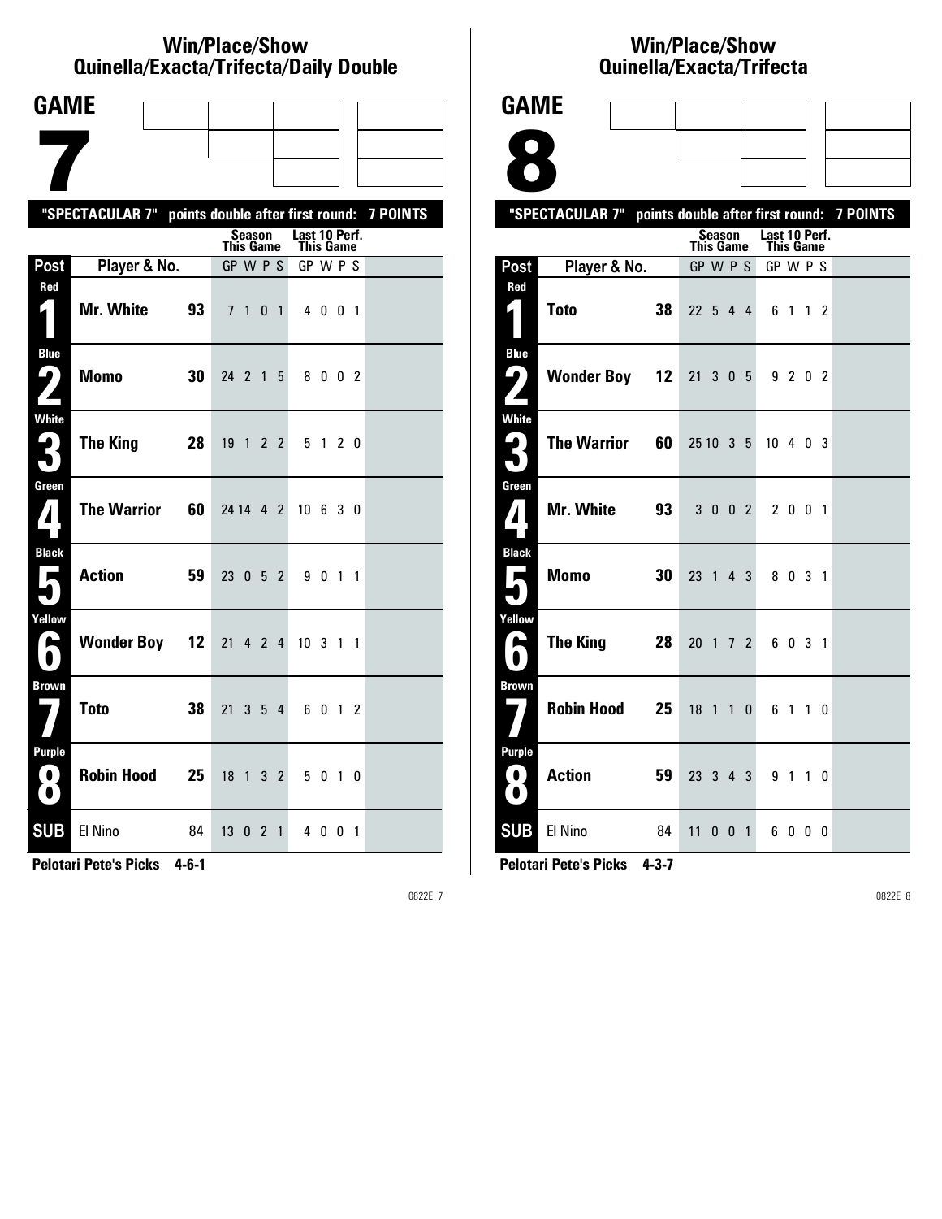# Win/Place/Show
# Quinella/Exacta/Trifecta/Daily Double

## GAME 7

**"SPECTACULAR 7" points double after first round: 7 POINTS**

| Post | Player & No. | | Season This Game GP W P S | Last 10 Perf. This Game GP W P S |
|---|---|---|---|---|
| Red 1 | Mr. White | 93 | 7 1 0 1 | 4 0 0 1 |
| Blue 2 | Momo | 30 | 24 2 1 5 | 8 0 0 2 |
| White 3 | The King | 28 | 19 1 2 2 | 5 1 2 0 |
| Green 4 | The Warrior | 60 | 24 14 4 2 | 10 6 3 0 |
| Black 5 | Action | 59 | 23 0 5 2 | 9 0 1 1 |
| Yellow 6 | Wonder Boy | 12 | 21 4 2 4 | 10 3 1 1 |
| Brown 7 | Toto | 38 | 21 3 5 4 | 6 0 1 2 |
| Purple 8 | Robin Hood | 25 | 18 1 3 2 | 5 0 1 0 |
| SUB | El Nino | 84 | 13 0 2 1 | 4 0 0 1 |

**Pelotari Pete's Picks 4-6-1**

0822E 7

# Win/Place/Show
# Quinella/Exacta/Trifecta

## GAME 8

**"SPECTACULAR 7" points double after first round: 7 POINTS**

| Post | Player & No. | | Season This Game GP W P S | Last 10 Perf. This Game GP W P S |
|---|---|---|---|---|
| Red 1 | Toto | 38 | 22 5 4 4 | 6 1 1 2 |
| Blue 2 | Wonder Boy | 12 | 21 3 0 5 | 9 2 0 2 |
| White 3 | The Warrior | 60 | 25 10 3 5 | 10 4 0 3 |
| Green 4 | Mr. White | 93 | 3 0 0 2 | 2 0 0 1 |
| Black 5 | Momo | 30 | 23 1 4 3 | 8 0 3 1 |
| Yellow 6 | The King | 28 | 20 1 7 2 | 6 0 3 1 |
| Brown 7 | Robin Hood | 25 | 18 1 1 0 | 6 1 1 0 |
| Purple 8 | Action | 59 | 23 3 4 3 | 9 1 1 0 |
| SUB | El Nino | 84 | 11 0 0 1 | 6 0 0 0 |

**Pelotari Pete's Picks 4-3-7**

0822E 8